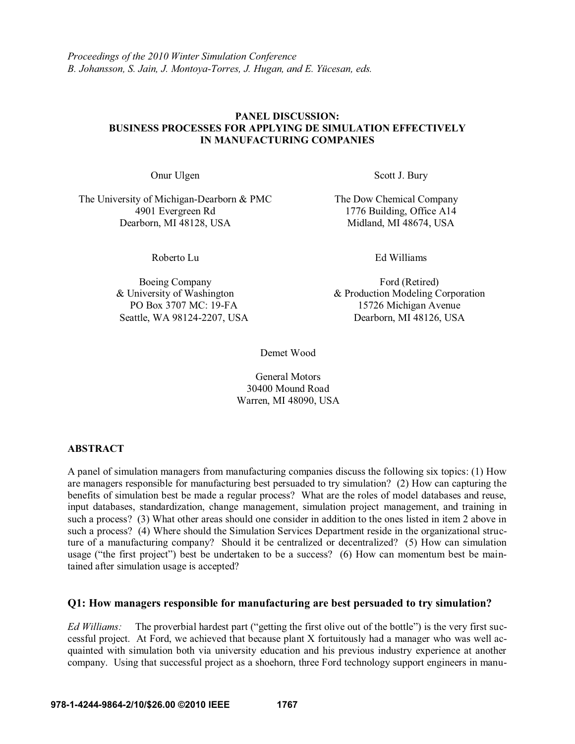*Proceedings of the 2010 Winter Simulation Conference*
*B. Johansson, S. Jain, J. Montoya-Torres, J. Hugan, and E. Yücesan, eds.*

# PANEL DISCUSSION: BUSINESS PROCESSES FOR APPLYING DE SIMULATION EFFECTIVELY IN MANUFACTURING COMPANIES

Onur Ulgen

The University of Michigan-Dearborn & PMC
4901 Evergreen Rd
Dearborn, MI 48128, USA

Scott J. Bury

The Dow Chemical Company
1776 Building, Office A14
Midland, MI 48674, USA

Roberto Lu

Boeing Company
& University of Washington
PO Box 3707 MC: 19-FA
Seattle, WA 98124-2207, USA

Ed Williams

Ford (Retired)
& Production Modeling Corporation
15726 Michigan Avenue
Dearborn, MI 48126, USA

Demet Wood

General Motors
30400 Mound Road
Warren, MI 48090, USA

## ABSTRACT

A panel of simulation managers from manufacturing companies discuss the following six topics: (1) How are managers responsible for manufacturing best persuaded to try simulation? (2) How can capturing the benefits of simulation best be made a regular process? What are the roles of model databases and reuse, input databases, standardization, change management, simulation project management, and training in such a process? (3) What other areas should one consider in addition to the ones listed in item 2 above in such a process? (4) Where should the Simulation Services Department reside in the organizational structure of a manufacturing company? Should it be centralized or decentralized? (5) How can simulation usage ("the first project") best be undertaken to be a success? (6) How can momentum best be maintained after simulation usage is accepted?

## Q1: How managers responsible for manufacturing are best persuaded to try simulation?

*Ed Williams:* The proverbial hardest part ("getting the first olive out of the bottle") is the very first successful project. At Ford, we achieved that because plant X fortuitously had a manager who was well acquainted with simulation both via university education and his previous industry experience at another company. Using that successful project as a shoehorn, three Ford technology support engineers in manu-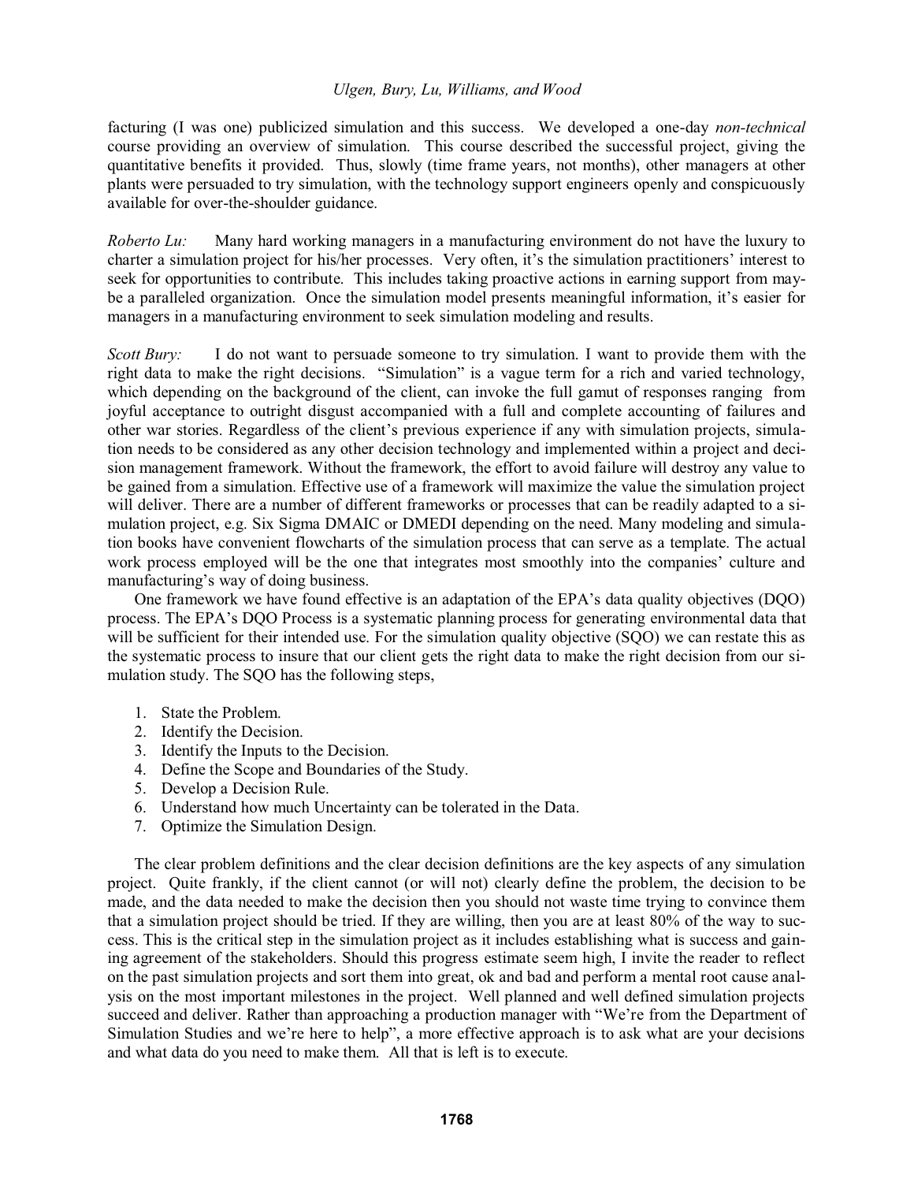facturing (I was one) publicized simulation and this success. We developed a one-day *non-technical* course providing an overview of simulation. This course described the successful project, giving the quantitative benefits it provided. Thus, slowly (time frame years, not months), other managers at other plants were persuaded to try simulation, with the technology support engineers openly and conspicuously available for over-the-shoulder guidance.

*Roberto Lu:* Many hard working managers in a manufacturing environment do not have the luxury to charter a simulation project for his/her processes. Very often, it's the simulation practitioners' interest to seek for opportunities to contribute. This includes taking proactive actions in earning support from maybe a paralleled organization. Once the simulation model presents meaningful information, it's easier for managers in a manufacturing environment to seek simulation modeling and results.

*Scott Bury:* I do not want to persuade someone to try simulation. I want to provide them with the right data to make the right decisions. "Simulation" is a vague term for a rich and varied technology, which depending on the background of the client, can invoke the full gamut of responses ranging from joyful acceptance to outright disgust accompanied with a full and complete accounting of failures and other war stories. Regardless of the client's previous experience if any with simulation projects, simulation needs to be considered as any other decision technology and implemented within a project and decision management framework. Without the framework, the effort to avoid failure will destroy any value to be gained from a simulation. Effective use of a framework will maximize the value the simulation project will deliver. There are a number of different frameworks or processes that can be readily adapted to a simulation project, e.g. Six Sigma DMAIC or DMEDI depending on the need. Many modeling and simulation books have convenient flowcharts of the simulation process that can serve as a template. The actual work process employed will be the one that integrates most smoothly into the companies' culture and manufacturing's way of doing business.

One framework we have found effective is an adaptation of the EPA's data quality objectives (DQO) process. The EPA's DQO Process is a systematic planning process for generating environmental data that will be sufficient for their intended use. For the simulation quality objective (SQO) we can restate this as the systematic process to insure that our client gets the right data to make the right decision from our simulation study. The SQO has the following steps,

1. State the Problem.
2. Identify the Decision.
3. Identify the Inputs to the Decision.
4. Define the Scope and Boundaries of the Study.
5. Develop a Decision Rule.
6. Understand how much Uncertainty can be tolerated in the Data.
7. Optimize the Simulation Design.

The clear problem definitions and the clear decision definitions are the key aspects of any simulation project. Quite frankly, if the client cannot (or will not) clearly define the problem, the decision to be made, and the data needed to make the decision then you should not waste time trying to convince them that a simulation project should be tried. If they are willing, then you are at least 80% of the way to success. This is the critical step in the simulation project as it includes establishing what is success and gaining agreement of the stakeholders. Should this progress estimate seem high, I invite the reader to reflect on the past simulation projects and sort them into great, ok and bad and perform a mental root cause analysis on the most important milestones in the project. Well planned and well defined simulation projects succeed and deliver. Rather than approaching a production manager with "We're from the Department of Simulation Studies and we're here to help", a more effective approach is to ask what are your decisions and what data do you need to make them. All that is left is to execute.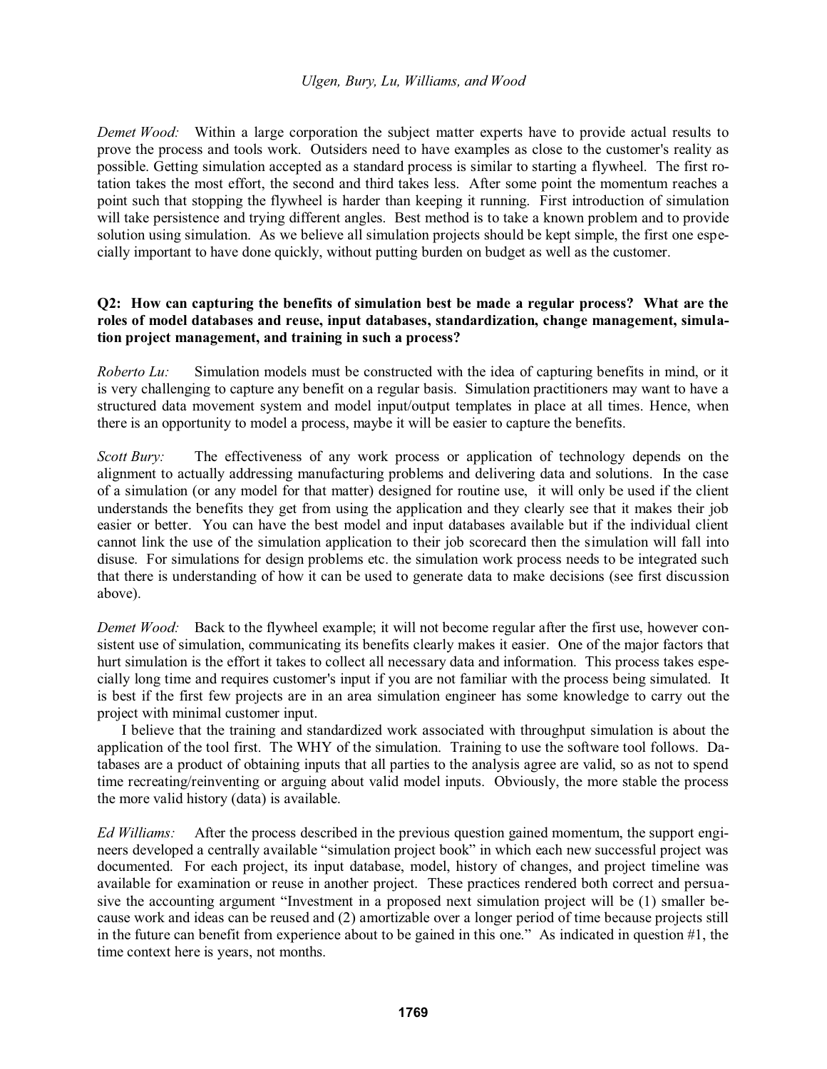*Demet Wood:* Within a large corporation the subject matter experts have to provide actual results to prove the process and tools work. Outsiders need to have examples as close to the customer's reality as possible. Getting simulation accepted as a standard process is similar to starting a flywheel. The first rotation takes the most effort, the second and third takes less. After some point the momentum reaches a point such that stopping the flywheel is harder than keeping it running. First introduction of simulation will take persistence and trying different angles. Best method is to take a known problem and to provide solution using simulation. As we believe all simulation projects should be kept simple, the first one especially important to have done quickly, without putting burden on budget as well as the customer.

**Q2: How can capturing the benefits of simulation best be made a regular process? What are the roles of model databases and reuse, input databases, standardization, change management, simulation project management, and training in such a process?**

*Roberto Lu:* Simulation models must be constructed with the idea of capturing benefits in mind, or it is very challenging to capture any benefit on a regular basis. Simulation practitioners may want to have a structured data movement system and model input/output templates in place at all times. Hence, when there is an opportunity to model a process, maybe it will be easier to capture the benefits.

*Scott Bury:* The effectiveness of any work process or application of technology depends on the alignment to actually addressing manufacturing problems and delivering data and solutions. In the case of a simulation (or any model for that matter) designed for routine use, it will only be used if the client understands the benefits they get from using the application and they clearly see that it makes their job easier or better. You can have the best model and input databases available but if the individual client cannot link the use of the simulation application to their job scorecard then the simulation will fall into disuse. For simulations for design problems etc. the simulation work process needs to be integrated such that there is understanding of how it can be used to generate data to make decisions (see first discussion above).

*Demet Wood:* Back to the flywheel example; it will not become regular after the first use, however consistent use of simulation, communicating its benefits clearly makes it easier. One of the major factors that hurt simulation is the effort it takes to collect all necessary data and information. This process takes especially long time and requires customer's input if you are not familiar with the process being simulated. It is best if the first few projects are in an area simulation engineer has some knowledge to carry out the project with minimal customer input.

I believe that the training and standardized work associated with throughput simulation is about the application of the tool first. The WHY of the simulation. Training to use the software tool follows. Databases are a product of obtaining inputs that all parties to the analysis agree are valid, so as not to spend time recreating/reinventing or arguing about valid model inputs. Obviously, the more stable the process the more valid history (data) is available.

*Ed Williams:* After the process described in the previous question gained momentum, the support engineers developed a centrally available "simulation project book" in which each new successful project was documented. For each project, its input database, model, history of changes, and project timeline was available for examination or reuse in another project. These practices rendered both correct and persuasive the accounting argument "Investment in a proposed next simulation project will be (1) smaller because work and ideas can be reused and (2) amortizable over a longer period of time because projects still in the future can benefit from experience about to be gained in this one." As indicated in question #1, the time context here is years, not months.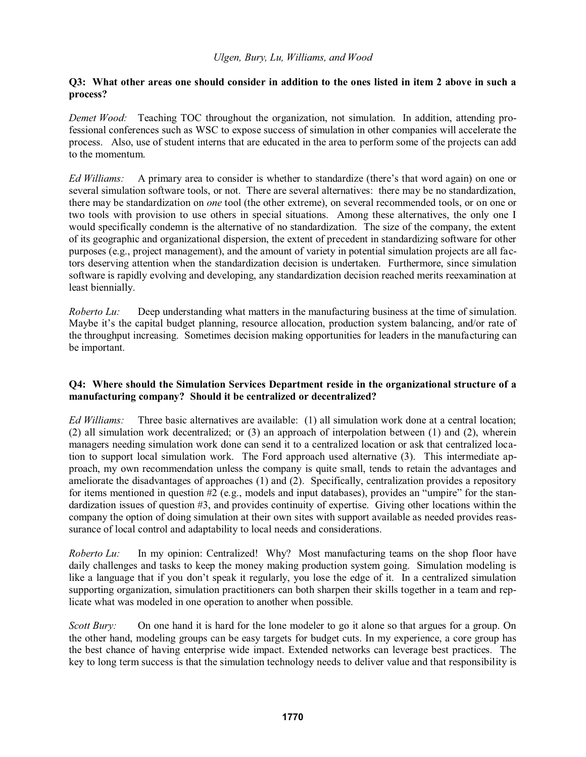**Q3: What other areas one should consider in addition to the ones listed in item 2 above in such a process?**

*Demet Wood:* Teaching TOC throughout the organization, not simulation. In addition, attending professional conferences such as WSC to expose success of simulation in other companies will accelerate the process. Also, use of student interns that are educated in the area to perform some of the projects can add to the momentum.

*Ed Williams:* A primary area to consider is whether to standardize (there's that word again) on one or several simulation software tools, or not. There are several alternatives: there may be no standardization, there may be standardization on *one* tool (the other extreme), on several recommended tools, or on one or two tools with provision to use others in special situations. Among these alternatives, the only one I would specifically condemn is the alternative of no standardization. The size of the company, the extent of its geographic and organizational dispersion, the extent of precedent in standardizing software for other purposes (e.g., project management), and the amount of variety in potential simulation projects are all factors deserving attention when the standardization decision is undertaken. Furthermore, since simulation software is rapidly evolving and developing, any standardization decision reached merits reexamination at least biennially.

*Roberto Lu:* Deep understanding what matters in the manufacturing business at the time of simulation. Maybe it's the capital budget planning, resource allocation, production system balancing, and/or rate of the throughput increasing. Sometimes decision making opportunities for leaders in the manufacturing can be important.

**Q4: Where should the Simulation Services Department reside in the organizational structure of a manufacturing company? Should it be centralized or decentralized?**

*Ed Williams:* Three basic alternatives are available: (1) all simulation work done at a central location; (2) all simulation work decentralized; or (3) an approach of interpolation between (1) and (2), wherein managers needing simulation work done can send it to a centralized location or ask that centralized location to support local simulation work. The Ford approach used alternative (3). This intermediate approach, my own recommendation unless the company is quite small, tends to retain the advantages and ameliorate the disadvantages of approaches (1) and (2). Specifically, centralization provides a repository for items mentioned in question #2 (e.g., models and input databases), provides an "umpire" for the standardization issues of question #3, and provides continuity of expertise. Giving other locations within the company the option of doing simulation at their own sites with support available as needed provides reassurance of local control and adaptability to local needs and considerations.

*Roberto Lu:* In my opinion: Centralized! Why? Most manufacturing teams on the shop floor have daily challenges and tasks to keep the money making production system going. Simulation modeling is like a language that if you don't speak it regularly, you lose the edge of it. In a centralized simulation supporting organization, simulation practitioners can both sharpen their skills together in a team and replicate what was modeled in one operation to another when possible.

*Scott Bury:* On one hand it is hard for the lone modeler to go it alone so that argues for a group. On the other hand, modeling groups can be easy targets for budget cuts. In my experience, a core group has the best chance of having enterprise wide impact. Extended networks can leverage best practices. The key to long term success is that the simulation technology needs to deliver value and that responsibility is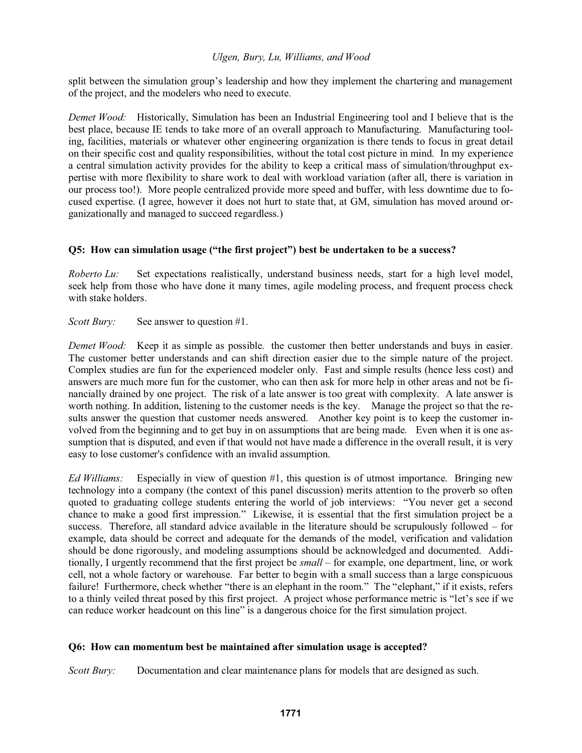split between the simulation group's leadership and how they implement the chartering and management of the project, and the modelers who need to execute.

*Demet Wood:* Historically, Simulation has been an Industrial Engineering tool and I believe that is the best place, because IE tends to take more of an overall approach to Manufacturing. Manufacturing tooling, facilities, materials or whatever other engineering organization is there tends to focus in great detail on their specific cost and quality responsibilities, without the total cost picture in mind. In my experience a central simulation activity provides for the ability to keep a critical mass of simulation/throughput expertise with more flexibility to share work to deal with workload variation (after all, there is variation in our process too!). More people centralized provide more speed and buffer, with less downtime due to focused expertise. (I agree, however it does not hurt to state that, at GM, simulation has moved around organizationally and managed to succeed regardless.)

**Q5: How can simulation usage ("the first project") best be undertaken to be a success?**

*Roberto Lu:* Set expectations realistically, understand business needs, start for a high level model, seek help from those who have done it many times, agile modeling process, and frequent process check with stake holders.

*Scott Bury:* See answer to question #1.

*Demet Wood:* Keep it as simple as possible. the customer then better understands and buys in easier. The customer better understands and can shift direction easier due to the simple nature of the project. Complex studies are fun for the experienced modeler only. Fast and simple results (hence less cost) and answers are much more fun for the customer, who can then ask for more help in other areas and not be financially drained by one project. The risk of a late answer is too great with complexity. A late answer is worth nothing. In addition, listening to the customer needs is the key. Manage the project so that the results answer the question that customer needs answered. Another key point is to keep the customer involved from the beginning and to get buy in on assumptions that are being made. Even when it is one assumption that is disputed, and even if that would not have made a difference in the overall result, it is very easy to lose customer's confidence with an invalid assumption.

*Ed Williams:* Especially in view of question #1, this question is of utmost importance. Bringing new technology into a company (the context of this panel discussion) merits attention to the proverb so often quoted to graduating college students entering the world of job interviews: "You never get a second chance to make a good first impression." Likewise, it is essential that the first simulation project be a success. Therefore, all standard advice available in the literature should be scrupulously followed – for example, data should be correct and adequate for the demands of the model, verification and validation should be done rigorously, and modeling assumptions should be acknowledged and documented. Additionally, I urgently recommend that the first project be *small* – for example, one department, line, or work cell, not a whole factory or warehouse. Far better to begin with a small success than a large conspicuous failure! Furthermore, check whether "there is an elephant in the room." The "elephant," if it exists, refers to a thinly veiled threat posed by this first project. A project whose performance metric is "let's see if we can reduce worker headcount on this line" is a dangerous choice for the first simulation project.

**Q6: How can momentum best be maintained after simulation usage is accepted?**

*Scott Bury:* Documentation and clear maintenance plans for models that are designed as such.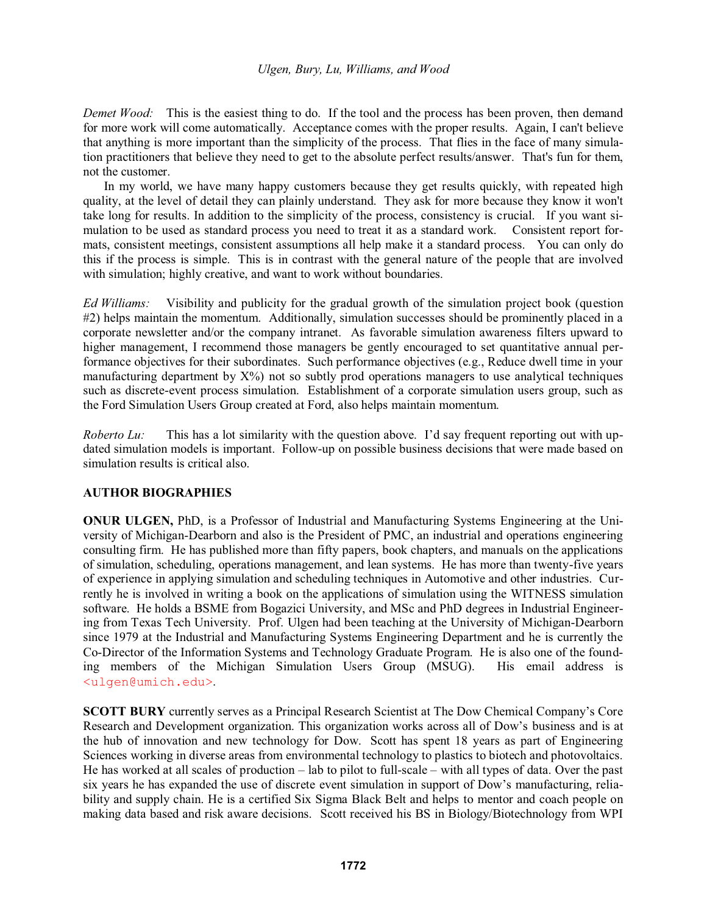*Demet Wood:* This is the easiest thing to do. If the tool and the process has been proven, then demand for more work will come automatically. Acceptance comes with the proper results. Again, I can't believe that anything is more important than the simplicity of the process. That flies in the face of many simulation practitioners that believe they need to get to the absolute perfect results/answer. That's fun for them, not the customer.

In my world, we have many happy customers because they get results quickly, with repeated high quality, at the level of detail they can plainly understand. They ask for more because they know it won't take long for results. In addition to the simplicity of the process, consistency is crucial. If you want simulation to be used as standard process you need to treat it as a standard work. Consistent report formats, consistent meetings, consistent assumptions all help make it a standard process. You can only do this if the process is simple. This is in contrast with the general nature of the people that are involved with simulation; highly creative, and want to work without boundaries.

*Ed Williams:* Visibility and publicity for the gradual growth of the simulation project book (question #2) helps maintain the momentum. Additionally, simulation successes should be prominently placed in a corporate newsletter and/or the company intranet. As favorable simulation awareness filters upward to higher management, I recommend those managers be gently encouraged to set quantitative annual performance objectives for their subordinates. Such performance objectives (e.g., Reduce dwell time in your manufacturing department by X%) not so subtly prod operations managers to use analytical techniques such as discrete-event process simulation. Establishment of a corporate simulation users group, such as the Ford Simulation Users Group created at Ford, also helps maintain momentum.

*Roberto Lu:* This has a lot similarity with the question above. I'd say frequent reporting out with updated simulation models is important. Follow-up on possible business decisions that were made based on simulation results is critical also.

## AUTHOR BIOGRAPHIES

**ONUR ULGEN,** PhD, is a Professor of Industrial and Manufacturing Systems Engineering at the University of Michigan-Dearborn and also is the President of PMC, an industrial and operations engineering consulting firm. He has published more than fifty papers, book chapters, and manuals on the applications of simulation, scheduling, operations management, and lean systems. He has more than twenty-five years of experience in applying simulation and scheduling techniques in Automotive and other industries. Currently he is involved in writing a book on the applications of simulation using the WITNESS simulation software. He holds a BSME from Bogazici University, and MSc and PhD degrees in Industrial Engineering from Texas Tech University. Prof. Ulgen had been teaching at the University of Michigan-Dearborn since 1979 at the Industrial and Manufacturing Systems Engineering Department and he is currently the Co-Director of the Information Systems and Technology Graduate Program. He is also one of the founding members of the Michigan Simulation Users Group (MSUG). His email address is <ulgen@umich.edu>.

**SCOTT BURY** currently serves as a Principal Research Scientist at The Dow Chemical Company's Core Research and Development organization. This organization works across all of Dow's business and is at the hub of innovation and new technology for Dow. Scott has spent 18 years as part of Engineering Sciences working in diverse areas from environmental technology to plastics to biotech and photovoltaics. He has worked at all scales of production – lab to pilot to full-scale – with all types of data. Over the past six years he has expanded the use of discrete event simulation in support of Dow's manufacturing, reliability and supply chain. He is a certified Six Sigma Black Belt and helps to mentor and coach people on making data based and risk aware decisions. Scott received his BS in Biology/Biotechnology from WPI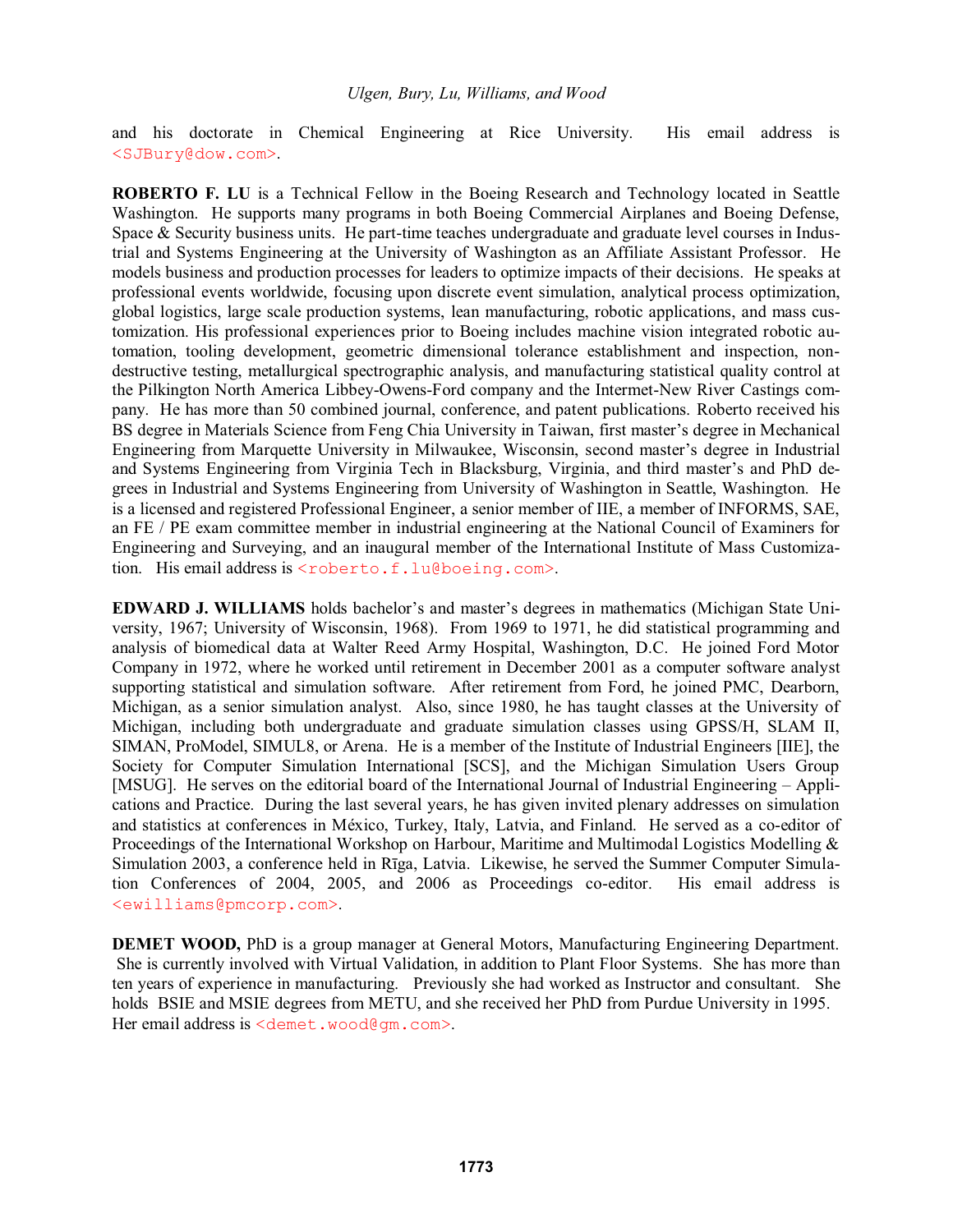and his doctorate in Chemical Engineering at Rice University. His email address is <SJBury@dow.com>.

**ROBERTO F. LU** is a Technical Fellow in the Boeing Research and Technology located in Seattle Washington. He supports many programs in both Boeing Commercial Airplanes and Boeing Defense, Space & Security business units. He part-time teaches undergraduate and graduate level courses in Industrial and Systems Engineering at the University of Washington as an Affiliate Assistant Professor. He models business and production processes for leaders to optimize impacts of their decisions. He speaks at professional events worldwide, focusing upon discrete event simulation, analytical process optimization, global logistics, large scale production systems, lean manufacturing, robotic applications, and mass customization. His professional experiences prior to Boeing includes machine vision integrated robotic automation, tooling development, geometric dimensional tolerance establishment and inspection, non-destructive testing, metallurgical spectrographic analysis, and manufacturing statistical quality control at the Pilkington North America Libbey-Owens-Ford company and the Intermet-New River Castings company. He has more than 50 combined journal, conference, and patent publications. Roberto received his BS degree in Materials Science from Feng Chia University in Taiwan, first master's degree in Mechanical Engineering from Marquette University in Milwaukee, Wisconsin, second master's degree in Industrial and Systems Engineering from Virginia Tech in Blacksburg, Virginia, and third master's and PhD degrees in Industrial and Systems Engineering from University of Washington in Seattle, Washington. He is a licensed and registered Professional Engineer, a senior member of IIE, a member of INFORMS, SAE, an FE / PE exam committee member in industrial engineering at the National Council of Examiners for Engineering and Surveying, and an inaugural member of the International Institute of Mass Customization. His email address is <roberto.f.lu@boeing.com>.

**EDWARD J. WILLIAMS** holds bachelor's and master's degrees in mathematics (Michigan State University, 1967; University of Wisconsin, 1968). From 1969 to 1971, he did statistical programming and analysis of biomedical data at Walter Reed Army Hospital, Washington, D.C. He joined Ford Motor Company in 1972, where he worked until retirement in December 2001 as a computer software analyst supporting statistical and simulation software. After retirement from Ford, he joined PMC, Dearborn, Michigan, as a senior simulation analyst. Also, since 1980, he has taught classes at the University of Michigan, including both undergraduate and graduate simulation classes using GPSS/H, SLAM II, SIMAN, ProModel, SIMUL8, or Arena. He is a member of the Institute of Industrial Engineers [IIE], the Society for Computer Simulation International [SCS], and the Michigan Simulation Users Group [MSUG]. He serves on the editorial board of the International Journal of Industrial Engineering – Applications and Practice. During the last several years, he has given invited plenary addresses on simulation and statistics at conferences in México, Turkey, Italy, Latvia, and Finland. He served as a co-editor of Proceedings of the International Workshop on Harbour, Maritime and Multimodal Logistics Modelling & Simulation 2003, a conference held in Rīga, Latvia. Likewise, he served the Summer Computer Simulation Conferences of 2004, 2005, and 2006 as Proceedings co-editor. His email address is <ewilliams@pmcorp.com>.

**DEMET WOOD,** PhD is a group manager at General Motors, Manufacturing Engineering Department. She is currently involved with Virtual Validation, in addition to Plant Floor Systems. She has more than ten years of experience in manufacturing. Previously she had worked as Instructor and consultant. She holds BSIE and MSIE degrees from METU, and she received her PhD from Purdue University in 1995. Her email address is <demet.wood@gm.com>.